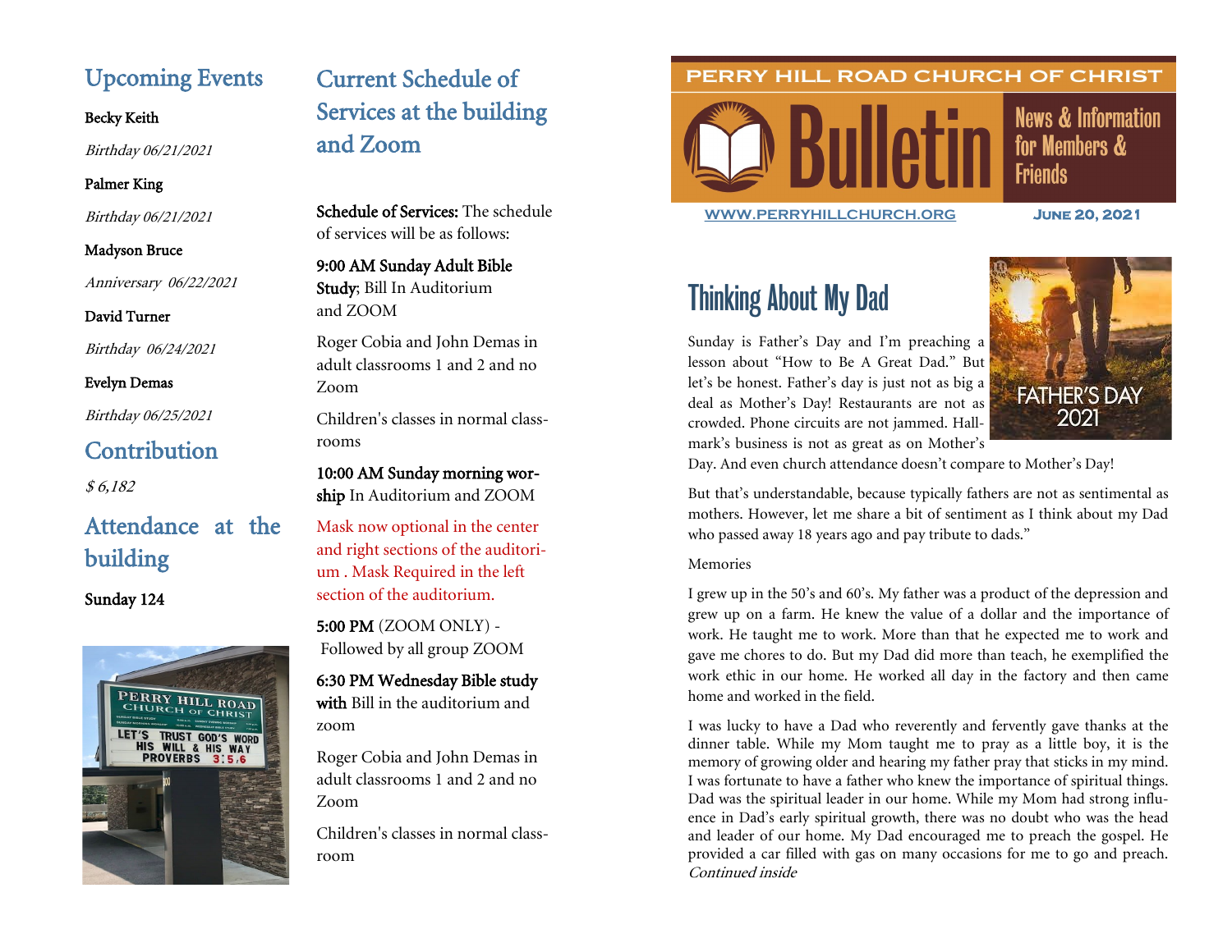## Upcoming Events

**Becky Keith**

*Birthday 06/21/2021*

**Palmer King**

*Birthday 06/21/2021*

**Madyson Bruce**

*Anniversary 06/22/2021*

**David Turner**

*Birthday 06/24/2021*

**Evelyn Demas**

*Birthday 06/25/2021*

## Contribution

*$ 6,182*

## Attendance at the building

**Sunday 124**

## Current Schedule of Services at the building and Zoom

**Schedule of Services:** The schedule of services will be as follows:

**9:00 AM Sunday Adult Bible Study**; Bill In Auditorium and ZOOM

Roger Cobia and John Demas in adult classrooms 1 and 2 and no Zoom

Children's classes in normal classrooms

**10:00 AM Sunday morning worship** In Auditorium and ZOOM

Mask now optional in the center and right sections of the auditorium . Mask Required in the left section of the auditorium.

**5:00 PM** (ZOOM ONLY) - Followed by all group ZOOM

**6:30 PM Wednesday Bible study with** Bill in the auditorium and zoom

Roger Cobia and John Demas in adult classrooms 1 and 2 and no Zoom

Children's classes in normal classroom

PERRY HILL ROAD CHURCH OF CHRIST

# Bulletin

News & Information for Members & Friends

WWW.PERRYHILLCHURCH.ORG

JUNE 20, 2021

## Thinking About My Dad

Sunday is Father's Day and I'm preaching a lesson about "How to Be A Great Dad." But let's be honest. Father's day is just not as big a deal as Mother's Day! Restaurants are not as crowded. Phone circuits are not jammed. Hallmark's business is not as great as on Mother's Day. And even church attendance doesn't compare to Mother's Day!

But that's understandable, because typically fathers are not as sentimental as mothers. However, let me share a bit of sentiment as I think about my Dad who passed away 18 years ago and pay tribute to dads."

Memories

I grew up in the 50's and 60's. My father was a product of the depression and grew up on a farm. He knew the value of a dollar and the importance of work. He taught me to work. More than that he expected me to work and gave me chores to do. But my Dad did more than teach, he exemplified the work ethic in our home. He worked all day in the factory and then came home and worked in the field.

I was lucky to have a Dad who reverently and fervently gave thanks at the dinner table. While my Mom taught me to pray as a little boy, it is the memory of growing older and hearing my father pray that sticks in my mind. I was fortunate to have a father who knew the importance of spiritual things. Dad was the spiritual leader in our home. While my Mom had strong influence in Dad's early spiritual growth, there was no doubt who was the head and leader of our home. My Dad encouraged me to preach the gospel. He provided a car filled with gas on many occasions for me to go and preach. *Continued inside*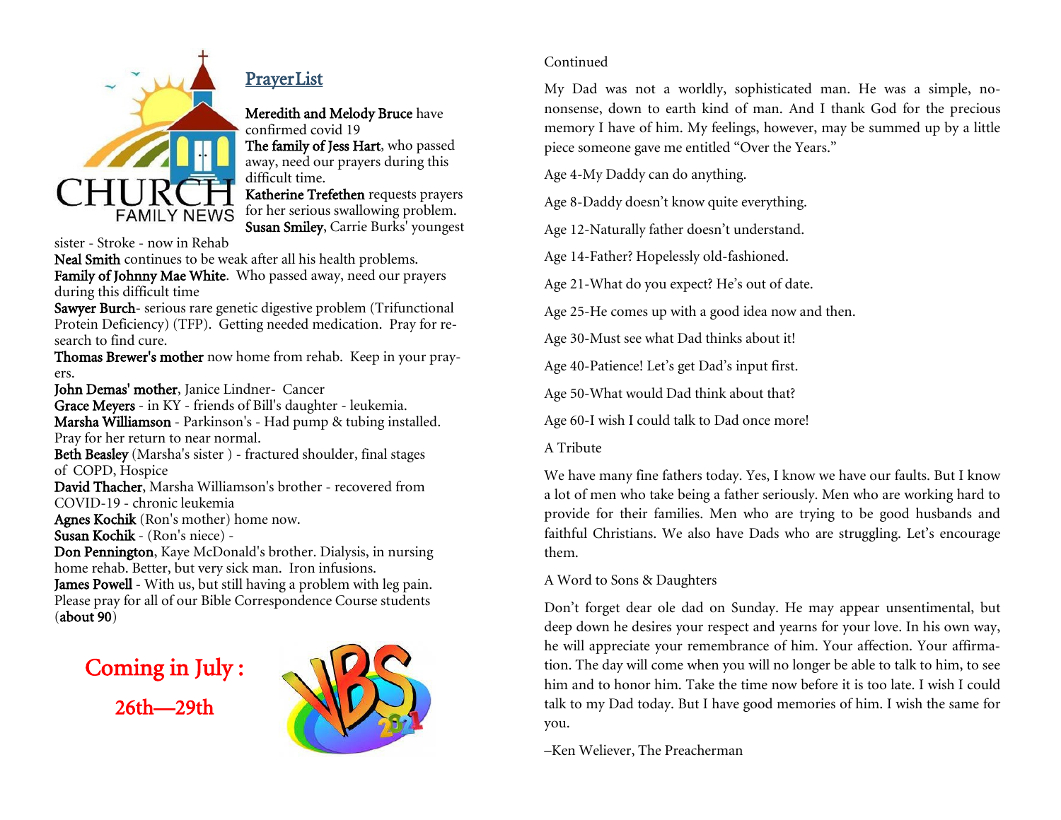## Prayer List

**Meredith and Melody Bruce** have confirmed covid 19

**The family of Jess Hart**, who passed away, need our prayers during this difficult time.

**Katherine Trefethen** requests prayers for her serious swallowing problem.

**Susan Smiley**, Carrie Burks' youngest sister - Stroke - now in Rehab

**Neal Smith** continues to be weak after all his health problems.

**Family of Johnny Mae White**. Who passed away, need our prayers during this difficult time

**Sawyer Burch**- serious rare genetic digestive problem (Trifunctional Protein Deficiency) (TFP). Getting needed medication. Pray for research to find cure.

**Thomas Brewer's mother** now home from rehab. Keep in your prayers.

**John Demas' mother**, Janice Lindner- Cancer

**Grace Meyers** - in KY - friends of Bill's daughter - leukemia.

**Marsha Williamson** - Parkinson's - Had pump & tubing installed. Pray for her return to near normal.

**Beth Beasley** (Marsha's sister ) - fractured shoulder, final stages of COPD, Hospice

**David Thacher**, Marsha Williamson's brother - recovered from COVID-19 - chronic leukemia

**Agnes Kochik** (Ron's mother) home now.

**Susan Kochik** - (Ron's niece) -

**Don Pennington**, Kaye McDonald's brother. Dialysis, in nursing home rehab. Better, but very sick man. Iron infusions.

**James Powell** - With us, but still having a problem with leg pain.

Please pray for all of our Bible Correspondence Course students (**about 90**)

## Coming in July :

**26th—29th**

Continued

My Dad was not a worldly, sophisticated man. He was a simple, no-nonsense, down to earth kind of man. And I thank God for the precious memory I have of him. My feelings, however, may be summed up by a little piece someone gave me entitled "Over the Years."

Age 4-My Daddy can do anything.

Age 8-Daddy doesn't know quite everything.

Age 12-Naturally father doesn't understand.

Age 14-Father? Hopelessly old-fashioned.

Age 21-What do you expect? He's out of date.

Age 25-He comes up with a good idea now and then.

Age 30-Must see what Dad thinks about it!

Age 40-Patience! Let's get Dad's input first.

Age 50-What would Dad think about that?

Age 60-I wish I could talk to Dad once more!

A Tribute

We have many fine fathers today. Yes, I know we have our faults. But I know a lot of men who take being a father seriously. Men who are working hard to provide for their families. Men who are trying to be good husbands and faithful Christians. We also have Dads who are struggling. Let's encourage them.

A Word to Sons & Daughters

Don't forget dear ole dad on Sunday. He may appear unsentimental, but deep down he desires your respect and yearns for your love. In his own way, he will appreciate your remembrance of him. Your affection. Your affirmation. The day will come when you will no longer be able to talk to him, to see him and to honor him. Take the time now before it is too late. I wish I could talk to my Dad today. But I have good memories of him. I wish the same for you.

–Ken Weliever, The Preacherman